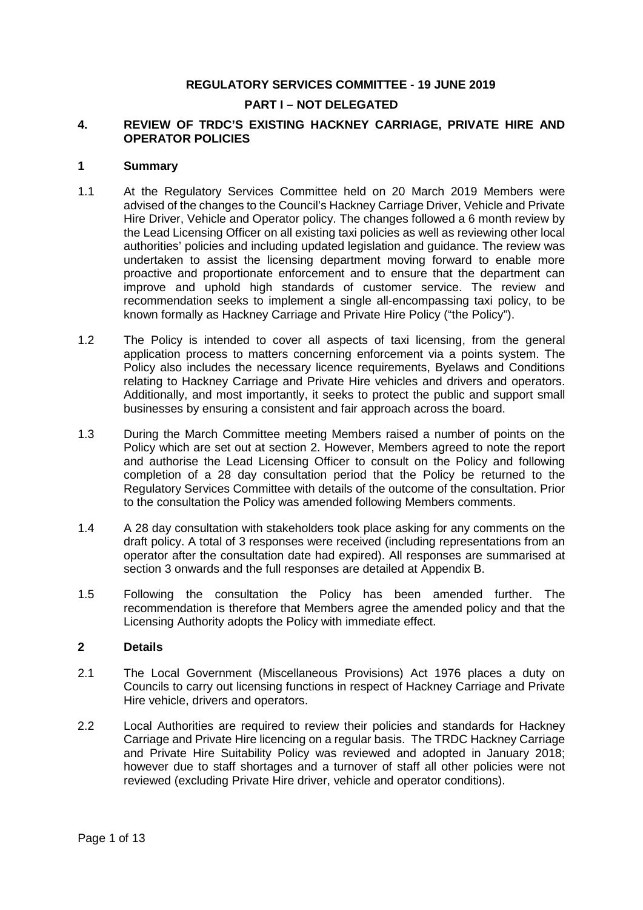**REGULATORY SERVICES COMMITTEE - 19 JUNE 2019**

**PART I – NOT DELEGATED**

## 4. REVIEW OF TRDC'S EXISTING HACKNEY CARRIAGE, PRIVATE HIRE AND OPERATOR POLICIES

### 1 Summary

1.1 At the Regulatory Services Committee held on 20 March 2019 Members were advised of the changes to the Council's Hackney Carriage Driver, Vehicle and Private Hire Driver, Vehicle and Operator policy. The changes followed a 6 month review by the Lead Licensing Officer on all existing taxi policies as well as reviewing other local authorities' policies and including updated legislation and guidance. The review was undertaken to assist the licensing department moving forward to enable more proactive and proportionate enforcement and to ensure that the department can improve and uphold high standards of customer service. The review and recommendation seeks to implement a single all-encompassing taxi policy, to be known formally as Hackney Carriage and Private Hire Policy ("the Policy").

1.2 The Policy is intended to cover all aspects of taxi licensing, from the general application process to matters concerning enforcement via a points system. The Policy also includes the necessary licence requirements, Byelaws and Conditions relating to Hackney Carriage and Private Hire vehicles and drivers and operators. Additionally, and most importantly, it seeks to protect the public and support small businesses by ensuring a consistent and fair approach across the board.

1.3 During the March Committee meeting Members raised a number of points on the Policy which are set out at section 2. However, Members agreed to note the report and authorise the Lead Licensing Officer to consult on the Policy and following completion of a 28 day consultation period that the Policy be returned to the Regulatory Services Committee with details of the outcome of the consultation. Prior to the consultation the Policy was amended following Members comments.

1.4 A 28 day consultation with stakeholders took place asking for any comments on the draft policy. A total of 3 responses were received (including representations from an operator after the consultation date had expired). All responses are summarised at section 3 onwards and the full responses are detailed at Appendix B.

1.5 Following the consultation the Policy has been amended further. The recommendation is therefore that Members agree the amended policy and that the Licensing Authority adopts the Policy with immediate effect.

### 2 Details

2.1 The Local Government (Miscellaneous Provisions) Act 1976 places a duty on Councils to carry out licensing functions in respect of Hackney Carriage and Private Hire vehicle, drivers and operators.

2.2 Local Authorities are required to review their policies and standards for Hackney Carriage and Private Hire licencing on a regular basis. The TRDC Hackney Carriage and Private Hire Suitability Policy was reviewed and adopted in January 2018; however due to staff shortages and a turnover of staff all other policies were not reviewed (excluding Private Hire driver, vehicle and operator conditions).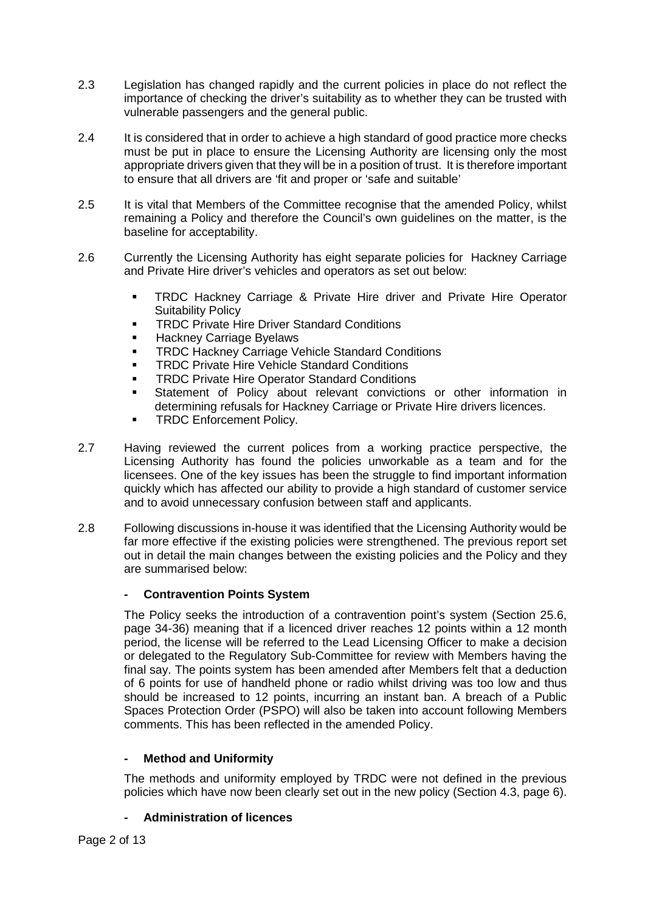2.3 Legislation has changed rapidly and the current policies in place do not reflect the importance of checking the driver's suitability as to whether they can be trusted with vulnerable passengers and the general public.

2.4 It is considered that in order to achieve a high standard of good practice more checks must be put in place to ensure the Licensing Authority are licensing only the most appropriate drivers given that they will be in a position of trust. It is therefore important to ensure that all drivers are 'fit and proper or 'safe and suitable'

2.5 It is vital that Members of the Committee recognise that the amended Policy, whilst remaining a Policy and therefore the Council's own guidelines on the matter, is the baseline for acceptability.

2.6 Currently the Licensing Authority has eight separate policies for Hackney Carriage and Private Hire driver's vehicles and operators as set out below:

- TRDC Hackney Carriage & Private Hire driver and Private Hire Operator Suitability Policy
- TRDC Private Hire Driver Standard Conditions
- Hackney Carriage Byelaws
- TRDC Hackney Carriage Vehicle Standard Conditions
- TRDC Private Hire Vehicle Standard Conditions
- TRDC Private Hire Operator Standard Conditions
- Statement of Policy about relevant convictions or other information in determining refusals for Hackney Carriage or Private Hire drivers licences.
- TRDC Enforcement Policy.

2.7 Having reviewed the current polices from a working practice perspective, the Licensing Authority has found the policies unworkable as a team and for the licensees. One of the key issues has been the struggle to find important information quickly which has affected our ability to provide a high standard of customer service and to avoid unnecessary confusion between staff and applicants.

2.8 Following discussions in-house it was identified that the Licensing Authority would be far more effective if the existing policies were strengthened. The previous report set out in detail the main changes between the existing policies and the Policy and they are summarised below:

- **Contravention Points System**

The Policy seeks the introduction of a contravention point's system (Section 25.6, page 34-36) meaning that if a licenced driver reaches 12 points within a 12 month period, the license will be referred to the Lead Licensing Officer to make a decision or delegated to the Regulatory Sub-Committee for review with Members having the final say. The points system has been amended after Members felt that a deduction of 6 points for use of handheld phone or radio whilst driving was too low and thus should be increased to 12 points, incurring an instant ban. A breach of a Public Spaces Protection Order (PSPO) will also be taken into account following Members comments. This has been reflected in the amended Policy.

- **Method and Uniformity**

The methods and uniformity employed by TRDC were not defined in the previous policies which have now been clearly set out in the new policy (Section 4.3, page 6).

- **Administration of licences**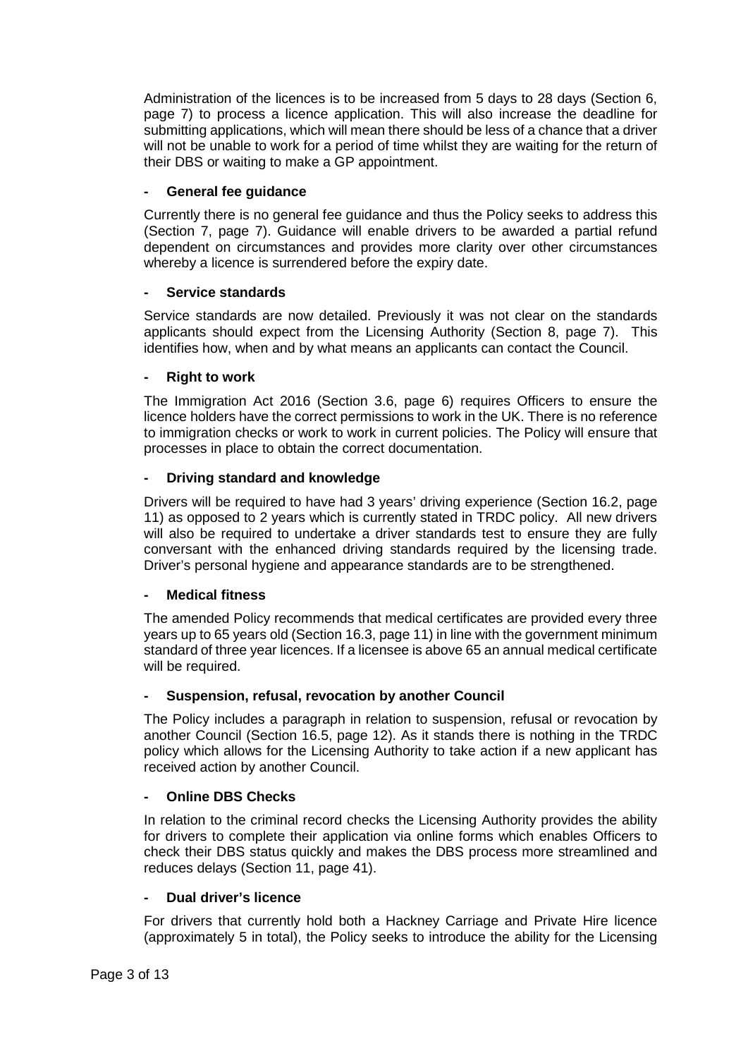Administration of the licences is to be increased from 5 days to 28 days (Section 6, page 7) to process a licence application. This will also increase the deadline for submitting applications, which will mean there should be less of a chance that a driver will not be unable to work for a period of time whilst they are waiting for the return of their DBS or waiting to make a GP appointment.

- **General fee guidance**

Currently there is no general fee guidance and thus the Policy seeks to address this (Section 7, page 7). Guidance will enable drivers to be awarded a partial refund dependent on circumstances and provides more clarity over other circumstances whereby a licence is surrendered before the expiry date.

- **Service standards**

Service standards are now detailed. Previously it was not clear on the standards applicants should expect from the Licensing Authority (Section 8, page 7). This identifies how, when and by what means an applicants can contact the Council.

- **Right to work**

The Immigration Act 2016 (Section 3.6, page 6) requires Officers to ensure the licence holders have the correct permissions to work in the UK. There is no reference to immigration checks or work to work in current policies. The Policy will ensure that processes in place to obtain the correct documentation.

- **Driving standard and knowledge**

Drivers will be required to have had 3 years' driving experience (Section 16.2, page 11) as opposed to 2 years which is currently stated in TRDC policy. All new drivers will also be required to undertake a driver standards test to ensure they are fully conversant with the enhanced driving standards required by the licensing trade. Driver's personal hygiene and appearance standards are to be strengthened.

- **Medical fitness**

The amended Policy recommends that medical certificates are provided every three years up to 65 years old (Section 16.3, page 11) in line with the government minimum standard of three year licences. If a licensee is above 65 an annual medical certificate will be required.

- **Suspension, refusal, revocation by another Council**

The Policy includes a paragraph in relation to suspension, refusal or revocation by another Council (Section 16.5, page 12). As it stands there is nothing in the TRDC policy which allows for the Licensing Authority to take action if a new applicant has received action by another Council.

- **Online DBS Checks**

In relation to the criminal record checks the Licensing Authority provides the ability for drivers to complete their application via online forms which enables Officers to check their DBS status quickly and makes the DBS process more streamlined and reduces delays (Section 11, page 41).

- **Dual driver's licence**

For drivers that currently hold both a Hackney Carriage and Private Hire licence (approximately 5 in total), the Policy seeks to introduce the ability for the Licensing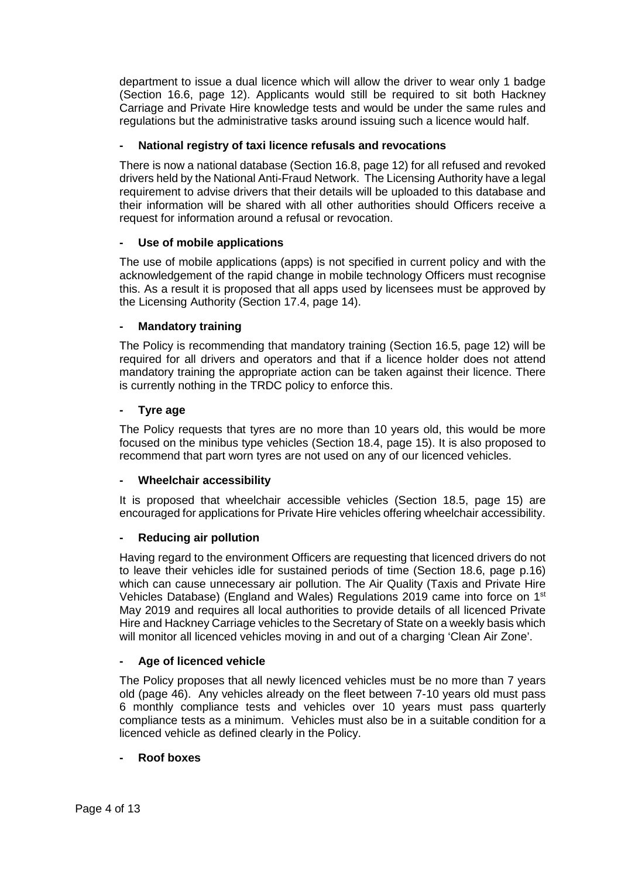department to issue a dual licence which will allow the driver to wear only 1 badge (Section 16.6, page 12). Applicants would still be required to sit both Hackney Carriage and Private Hire knowledge tests and would be under the same rules and regulations but the administrative tasks around issuing such a licence would half.

- **National registry of taxi licence refusals and revocations**

There is now a national database (Section 16.8, page 12) for all refused and revoked drivers held by the National Anti-Fraud Network. The Licensing Authority have a legal requirement to advise drivers that their details will be uploaded to this database and their information will be shared with all other authorities should Officers receive a request for information around a refusal or revocation.

- **Use of mobile applications**

The use of mobile applications (apps) is not specified in current policy and with the acknowledgement of the rapid change in mobile technology Officers must recognise this. As a result it is proposed that all apps used by licensees must be approved by the Licensing Authority (Section 17.4, page 14).

- **Mandatory training**

The Policy is recommending that mandatory training (Section 16.5, page 12) will be required for all drivers and operators and that if a licence holder does not attend mandatory training the appropriate action can be taken against their licence. There is currently nothing in the TRDC policy to enforce this.

- **Tyre age**

The Policy requests that tyres are no more than 10 years old, this would be more focused on the minibus type vehicles (Section 18.4, page 15). It is also proposed to recommend that part worn tyres are not used on any of our licenced vehicles.

- **Wheelchair accessibility**

It is proposed that wheelchair accessible vehicles (Section 18.5, page 15) are encouraged for applications for Private Hire vehicles offering wheelchair accessibility.

- **Reducing air pollution**

Having regard to the environment Officers are requesting that licenced drivers do not to leave their vehicles idle for sustained periods of time (Section 18.6, page p.16) which can cause unnecessary air pollution. The Air Quality (Taxis and Private Hire Vehicles Database) (England and Wales) Regulations 2019 came into force on 1st May 2019 and requires all local authorities to provide details of all licenced Private Hire and Hackney Carriage vehicles to the Secretary of State on a weekly basis which will monitor all licenced vehicles moving in and out of a charging 'Clean Air Zone'.

- **Age of licenced vehicle**

The Policy proposes that all newly licenced vehicles must be no more than 7 years old (page 46). Any vehicles already on the fleet between 7-10 years old must pass 6 monthly compliance tests and vehicles over 10 years must pass quarterly compliance tests as a minimum. Vehicles must also be in a suitable condition for a licenced vehicle as defined clearly in the Policy.

- **Roof boxes**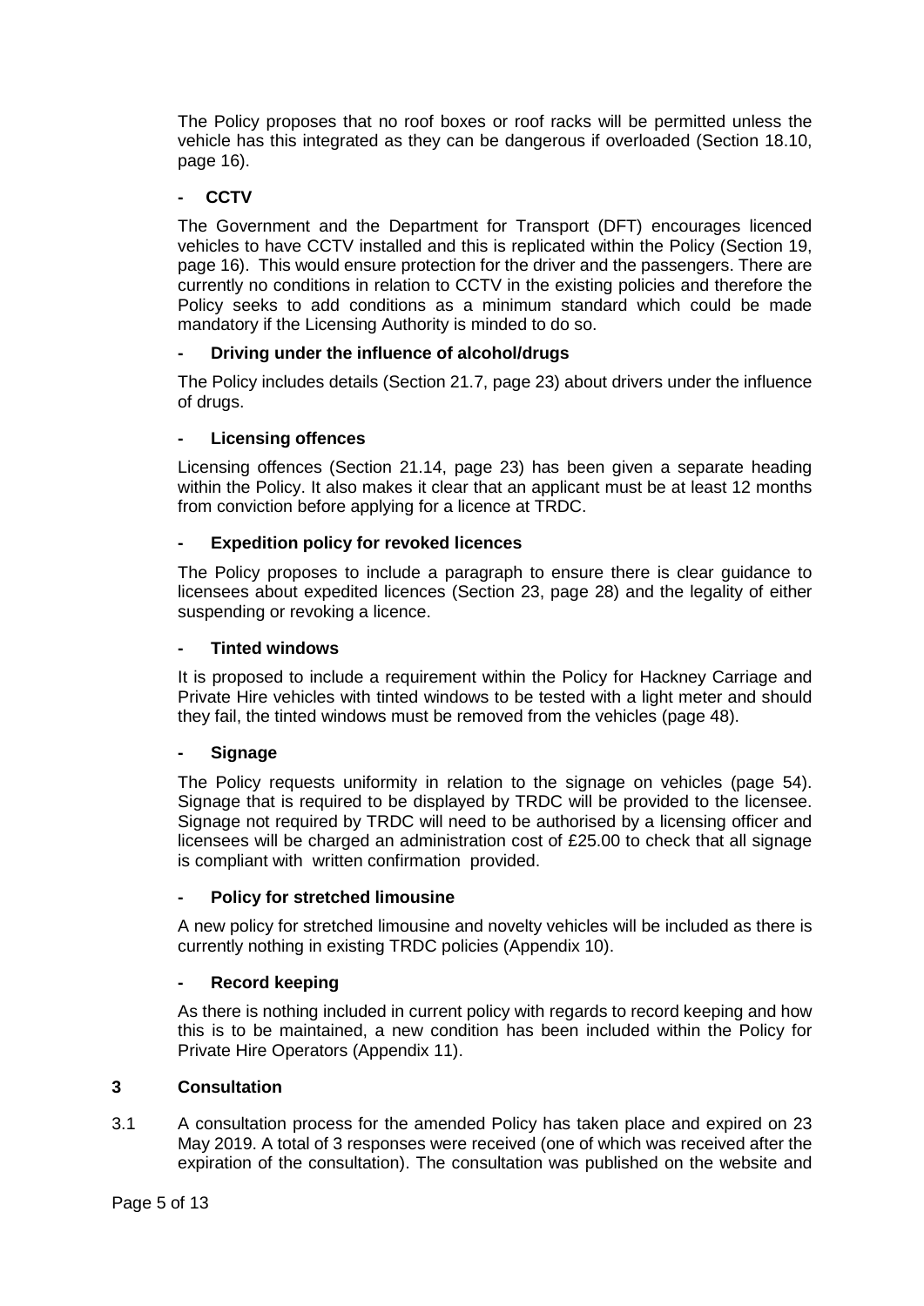The Policy proposes that no roof boxes or roof racks will be permitted unless the vehicle has this integrated as they can be dangerous if overloaded (Section 18.10, page 16).

- **CCTV**

The Government and the Department for Transport (DFT) encourages licenced vehicles to have CCTV installed and this is replicated within the Policy (Section 19, page 16). This would ensure protection for the driver and the passengers. There are currently no conditions in relation to CCTV in the existing policies and therefore the Policy seeks to add conditions as a minimum standard which could be made mandatory if the Licensing Authority is minded to do so.

- **Driving under the influence of alcohol/drugs**

The Policy includes details (Section 21.7, page 23) about drivers under the influence of drugs.

- **Licensing offences**

Licensing offences (Section 21.14, page 23) has been given a separate heading within the Policy. It also makes it clear that an applicant must be at least 12 months from conviction before applying for a licence at TRDC.

- **Expedition policy for revoked licences**

The Policy proposes to include a paragraph to ensure there is clear guidance to licensees about expedited licences (Section 23, page 28) and the legality of either suspending or revoking a licence.

- **Tinted windows**

It is proposed to include a requirement within the Policy for Hackney Carriage and Private Hire vehicles with tinted windows to be tested with a light meter and should they fail, the tinted windows must be removed from the vehicles (page 48).

- **Signage**

The Policy requests uniformity in relation to the signage on vehicles (page 54). Signage that is required to be displayed by TRDC will be provided to the licensee. Signage not required by TRDC will need to be authorised by a licensing officer and licensees will be charged an administration cost of £25.00 to check that all signage is compliant with written confirmation provided.

- **Policy for stretched limousine**

A new policy for stretched limousine and novelty vehicles will be included as there is currently nothing in existing TRDC policies (Appendix 10).

- **Record keeping**

As there is nothing included in current policy with regards to record keeping and how this is to be maintained, a new condition has been included within the Policy for Private Hire Operators (Appendix 11).

## 3 Consultation

3.1 A consultation process for the amended Policy has taken place and expired on 23 May 2019. A total of 3 responses were received (one of which was received after the expiration of the consultation). The consultation was published on the website and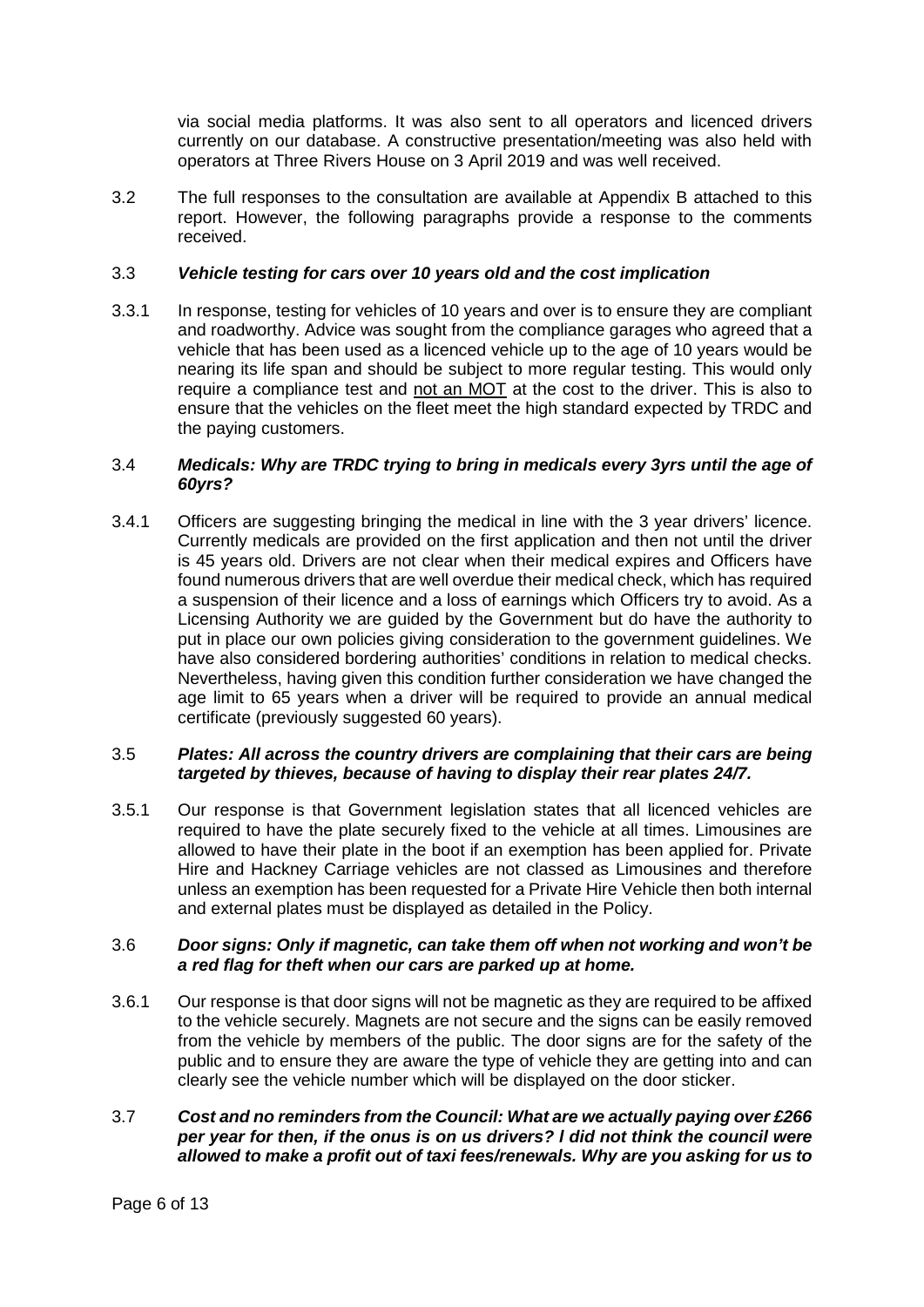via social media platforms. It was also sent to all operators and licenced drivers currently on our database. A constructive presentation/meeting was also held with operators at Three Rivers House on 3 April 2019 and was well received.

3.2 The full responses to the consultation are available at Appendix B attached to this report. However, the following paragraphs provide a response to the comments received.

3.3 ***Vehicle testing for cars over 10 years old and the cost implication***

3.3.1 In response, testing for vehicles of 10 years and over is to ensure they are compliant and roadworthy. Advice was sought from the compliance garages who agreed that a vehicle that has been used as a licenced vehicle up to the age of 10 years would be nearing its life span and should be subject to more regular testing. This would only require a compliance test and <u>not an MOT</u> at the cost to the driver. This is also to ensure that the vehicles on the fleet meet the high standard expected by TRDC and the paying customers.

3.4 ***Medicals: Why are TRDC trying to bring in medicals every 3yrs until the age of 60yrs?***

3.4.1 Officers are suggesting bringing the medical in line with the 3 year drivers' licence. Currently medicals are provided on the first application and then not until the driver is 45 years old. Drivers are not clear when their medical expires and Officers have found numerous drivers that are well overdue their medical check, which has required a suspension of their licence and a loss of earnings which Officers try to avoid. As a Licensing Authority we are guided by the Government but do have the authority to put in place our own policies giving consideration to the government guidelines. We have also considered bordering authorities' conditions in relation to medical checks. Nevertheless, having given this condition further consideration we have changed the age limit to 65 years when a driver will be required to provide an annual medical certificate (previously suggested 60 years).

3.5 ***Plates: All across the country drivers are complaining that their cars are being targeted by thieves, because of having to display their rear plates 24/7.***

3.5.1 Our response is that Government legislation states that all licenced vehicles are required to have the plate securely fixed to the vehicle at all times. Limousines are allowed to have their plate in the boot if an exemption has been applied for. Private Hire and Hackney Carriage vehicles are not classed as Limousines and therefore unless an exemption has been requested for a Private Hire Vehicle then both internal and external plates must be displayed as detailed in the Policy.

3.6 ***Door signs: Only if magnetic, can take them off when not working and won't be a red flag for theft when our cars are parked up at home.***

3.6.1 Our response is that door signs will not be magnetic as they are required to be affixed to the vehicle securely. Magnets are not secure and the signs can be easily removed from the vehicle by members of the public. The door signs are for the safety of the public and to ensure they are aware the type of vehicle they are getting into and can clearly see the vehicle number which will be displayed on the door sticker.

3.7 ***Cost and no reminders from the Council: What are we actually paying over £266 per year for then, if the onus is on us drivers? I did not think the council were allowed to make a profit out of taxi fees/renewals. Why are you asking for us to***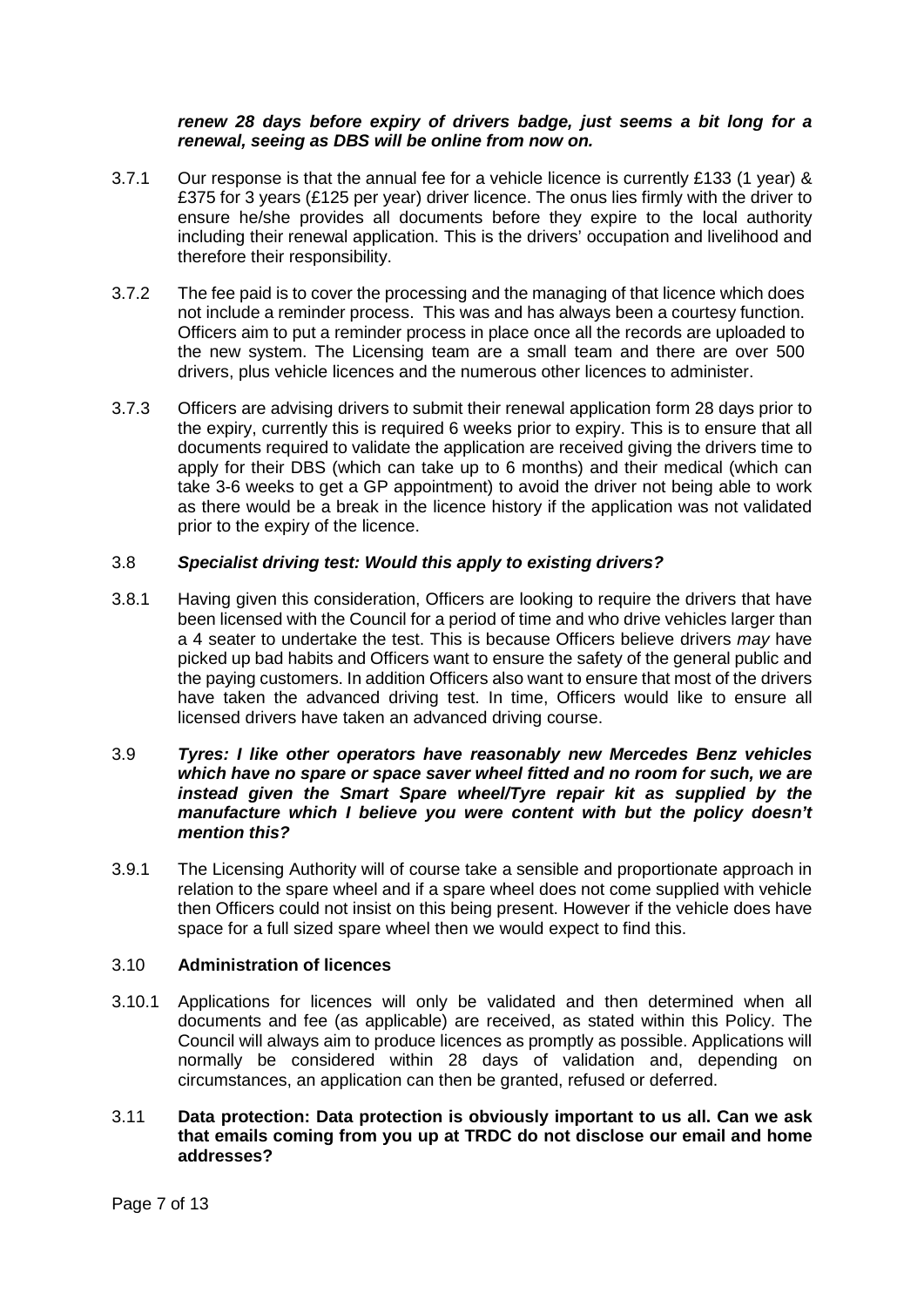***renew 28 days before expiry of drivers badge, just seems a bit long for a renewal, seeing as DBS will be online from now on.***

3.7.1 Our response is that the annual fee for a vehicle licence is currently £133 (1 year) & £375 for 3 years (£125 per year) driver licence. The onus lies firmly with the driver to ensure he/she provides all documents before they expire to the local authority including their renewal application. This is the drivers' occupation and livelihood and therefore their responsibility.

3.7.2 The fee paid is to cover the processing and the managing of that licence which does not include a reminder process. This was and has always been a courtesy function. Officers aim to put a reminder process in place once all the records are uploaded to the new system. The Licensing team are a small team and there are over 500 drivers, plus vehicle licences and the numerous other licences to administer.

3.7.3 Officers are advising drivers to submit their renewal application form 28 days prior to the expiry, currently this is required 6 weeks prior to expiry. This is to ensure that all documents required to validate the application are received giving the drivers time to apply for their DBS (which can take up to 6 months) and their medical (which can take 3-6 weeks to get a GP appointment) to avoid the driver not being able to work as there would be a break in the licence history if the application was not validated prior to the expiry of the licence.

3.8 ***Specialist driving test: Would this apply to existing drivers?***

3.8.1 Having given this consideration, Officers are looking to require the drivers that have been licensed with the Council for a period of time and who drive vehicles larger than a 4 seater to undertake the test. This is because Officers believe drivers *may* have picked up bad habits and Officers want to ensure the safety of the general public and the paying customers. In addition Officers also want to ensure that most of the drivers have taken the advanced driving test. In time, Officers would like to ensure all licensed drivers have taken an advanced driving course.

3.9 ***Tyres: I like other operators have reasonably new Mercedes Benz vehicles which have no spare or space saver wheel fitted and no room for such, we are instead given the Smart Spare wheel/Tyre repair kit as supplied by the manufacture which I believe you were content with but the policy doesn't mention this?***

3.9.1 The Licensing Authority will of course take a sensible and proportionate approach in relation to the spare wheel and if a spare wheel does not come supplied with vehicle then Officers could not insist on this being present. However if the vehicle does have space for a full sized spare wheel then we would expect to find this.

3.10 **Administration of licences**

3.10.1 Applications for licences will only be validated and then determined when all documents and fee (as applicable) are received, as stated within this Policy. The Council will always aim to produce licences as promptly as possible. Applications will normally be considered within 28 days of validation and, depending on circumstances, an application can then be granted, refused or deferred.

3.11 **Data protection: Data protection is obviously important to us all. Can we ask that emails coming from you up at TRDC do not disclose our email and home addresses?**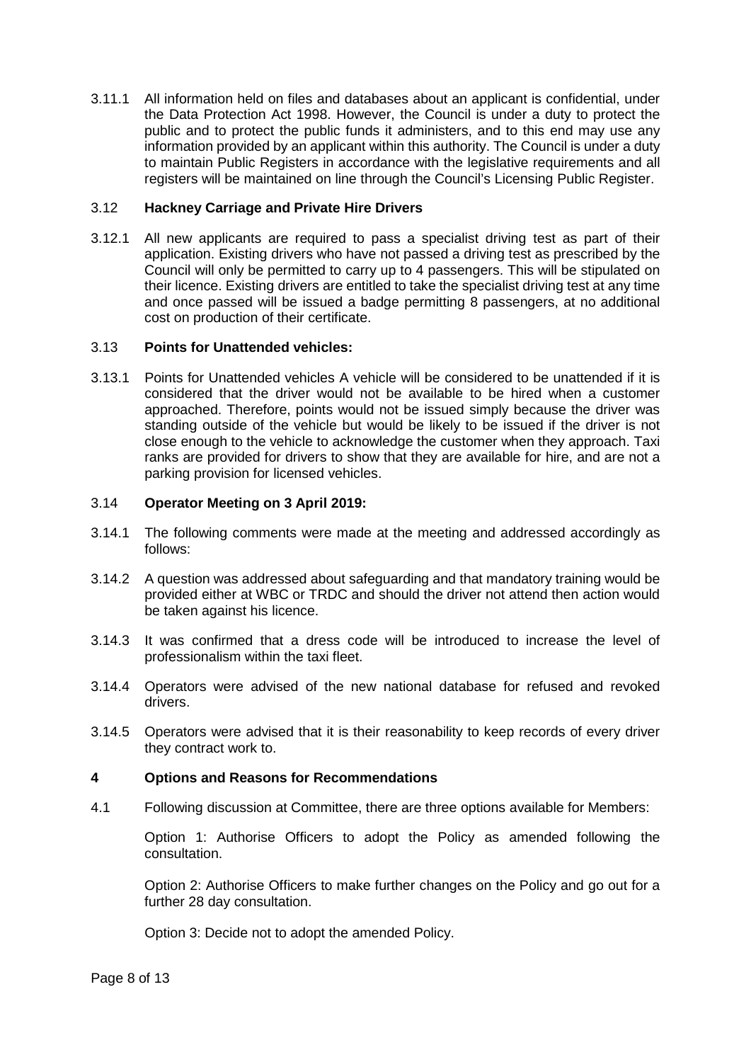3.11.1 All information held on files and databases about an applicant is confidential, under the Data Protection Act 1998. However, the Council is under a duty to protect the public and to protect the public funds it administers, and to this end may use any information provided by an applicant within this authority. The Council is under a duty to maintain Public Registers in accordance with the legislative requirements and all registers will be maintained on line through the Council's Licensing Public Register.

### 3.12 Hackney Carriage and Private Hire Drivers

3.12.1 All new applicants are required to pass a specialist driving test as part of their application. Existing drivers who have not passed a driving test as prescribed by the Council will only be permitted to carry up to 4 passengers. This will be stipulated on their licence. Existing drivers are entitled to take the specialist driving test at any time and once passed will be issued a badge permitting 8 passengers, at no additional cost on production of their certificate.

### 3.13 Points for Unattended vehicles:

3.13.1 Points for Unattended vehicles A vehicle will be considered to be unattended if it is considered that the driver would not be available to be hired when a customer approached. Therefore, points would not be issued simply because the driver was standing outside of the vehicle but would be likely to be issued if the driver is not close enough to the vehicle to acknowledge the customer when they approach. Taxi ranks are provided for drivers to show that they are available for hire, and are not a parking provision for licensed vehicles.

### 3.14 Operator Meeting on 3 April 2019:

3.14.1 The following comments were made at the meeting and addressed accordingly as follows:

3.14.2 A question was addressed about safeguarding and that mandatory training would be provided either at WBC or TRDC and should the driver not attend then action would be taken against his licence.

3.14.3 It was confirmed that a dress code will be introduced to increase the level of professionalism within the taxi fleet.

3.14.4 Operators were advised of the new national database for refused and revoked drivers.

3.14.5 Operators were advised that it is their reasonability to keep records of every driver they contract work to.

## 4 Options and Reasons for Recommendations

4.1 Following discussion at Committee, there are three options available for Members:

Option 1: Authorise Officers to adopt the Policy as amended following the consultation.

Option 2: Authorise Officers to make further changes on the Policy and go out for a further 28 day consultation.

Option 3: Decide not to adopt the amended Policy.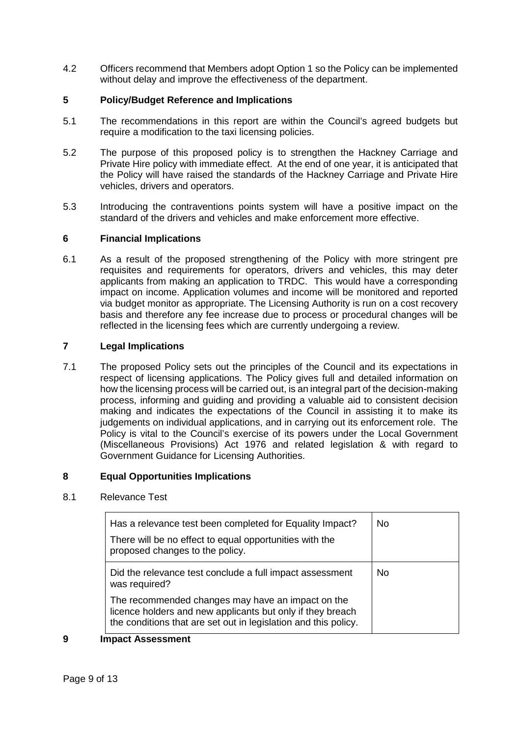4.2 Officers recommend that Members adopt Option 1 so the Policy can be implemented without delay and improve the effectiveness of the department.

## 5 Policy/Budget Reference and Implications

5.1 The recommendations in this report are within the Council's agreed budgets but require a modification to the taxi licensing policies.

5.2 The purpose of this proposed policy is to strengthen the Hackney Carriage and Private Hire policy with immediate effect. At the end of one year, it is anticipated that the Policy will have raised the standards of the Hackney Carriage and Private Hire vehicles, drivers and operators.

5.3 Introducing the contraventions points system will have a positive impact on the standard of the drivers and vehicles and make enforcement more effective.

## 6 Financial Implications

6.1 As a result of the proposed strengthening of the Policy with more stringent pre requisites and requirements for operators, drivers and vehicles, this may deter applicants from making an application to TRDC. This would have a corresponding impact on income. Application volumes and income will be monitored and reported via budget monitor as appropriate. The Licensing Authority is run on a cost recovery basis and therefore any fee increase due to process or procedural changes will be reflected in the licensing fees which are currently undergoing a review.

## 7 Legal Implications

7.1 The proposed Policy sets out the principles of the Council and its expectations in respect of licensing applications. The Policy gives full and detailed information on how the licensing process will be carried out, is an integral part of the decision-making process, informing and guiding and providing a valuable aid to consistent decision making and indicates the expectations of the Council in assisting it to make its judgements on individual applications, and in carrying out its enforcement role. The Policy is vital to the Council's exercise of its powers under the Local Government (Miscellaneous Provisions) Act 1976 and related legislation & with regard to Government Guidance for Licensing Authorities.

## 8 Equal Opportunities Implications

8.1 Relevance Test

| | |
|---|---|
| Has a relevance test been completed for Equality Impact?<br><br>There will be no effect to equal opportunities with the proposed changes to the policy. | No |
| Did the relevance test conclude a full impact assessment was required?<br><br>The recommended changes may have an impact on the licence holders and new applicants but only if they breach the conditions that are set out in legislation and this policy. | No |

## 9 Impact Assessment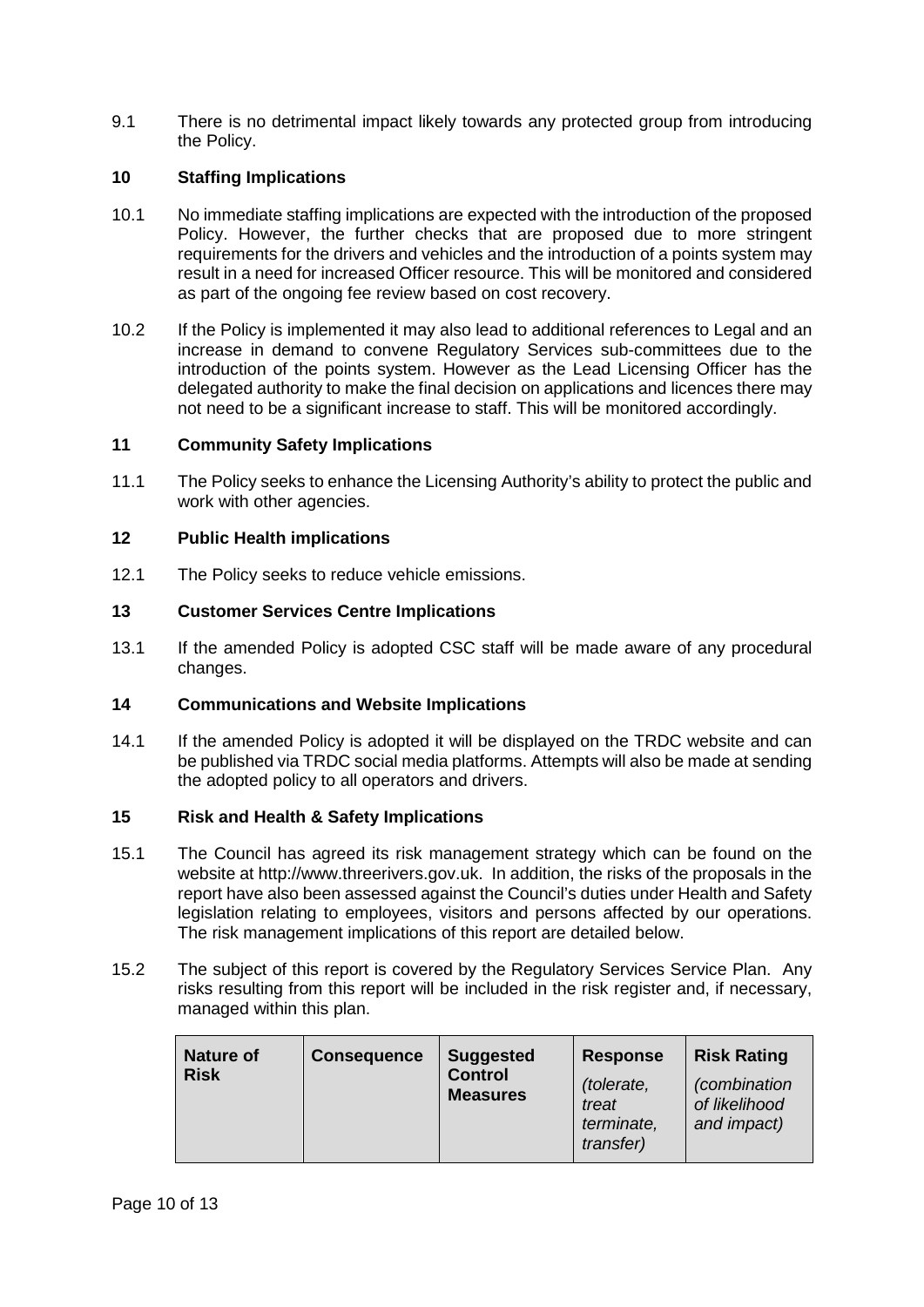9.1 There is no detrimental impact likely towards any protected group from introducing the Policy.

## 10 Staffing Implications

10.1 No immediate staffing implications are expected with the introduction of the proposed Policy. However, the further checks that are proposed due to more stringent requirements for the drivers and vehicles and the introduction of a points system may result in a need for increased Officer resource. This will be monitored and considered as part of the ongoing fee review based on cost recovery.

10.2 If the Policy is implemented it may also lead to additional references to Legal and an increase in demand to convene Regulatory Services sub-committees due to the introduction of the points system. However as the Lead Licensing Officer has the delegated authority to make the final decision on applications and licences there may not need to be a significant increase to staff. This will be monitored accordingly.

## 11 Community Safety Implications

11.1 The Policy seeks to enhance the Licensing Authority's ability to protect the public and work with other agencies.

## 12 Public Health implications

12.1 The Policy seeks to reduce vehicle emissions.

## 13 Customer Services Centre Implications

13.1 If the amended Policy is adopted CSC staff will be made aware of any procedural changes.

## 14 Communications and Website Implications

14.1 If the amended Policy is adopted it will be displayed on the TRDC website and can be published via TRDC social media platforms. Attempts will also be made at sending the adopted policy to all operators and drivers.

## 15 Risk and Health & Safety Implications

15.1 The Council has agreed its risk management strategy which can be found on the website at http://www.threerivers.gov.uk. In addition, the risks of the proposals in the report have also been assessed against the Council's duties under Health and Safety legislation relating to employees, visitors and persons affected by our operations. The risk management implications of this report are detailed below.

15.2 The subject of this report is covered by the Regulatory Services Service Plan. Any risks resulting from this report will be included in the risk register and, if necessary, managed within this plan.

| **Nature of Risk** | **Consequence** | **Suggested Control Measures** | **Response** *(tolerate, treat terminate, transfer)* | **Risk Rating** *(combination of likelihood and impact)* |
|---|---|---|---|---|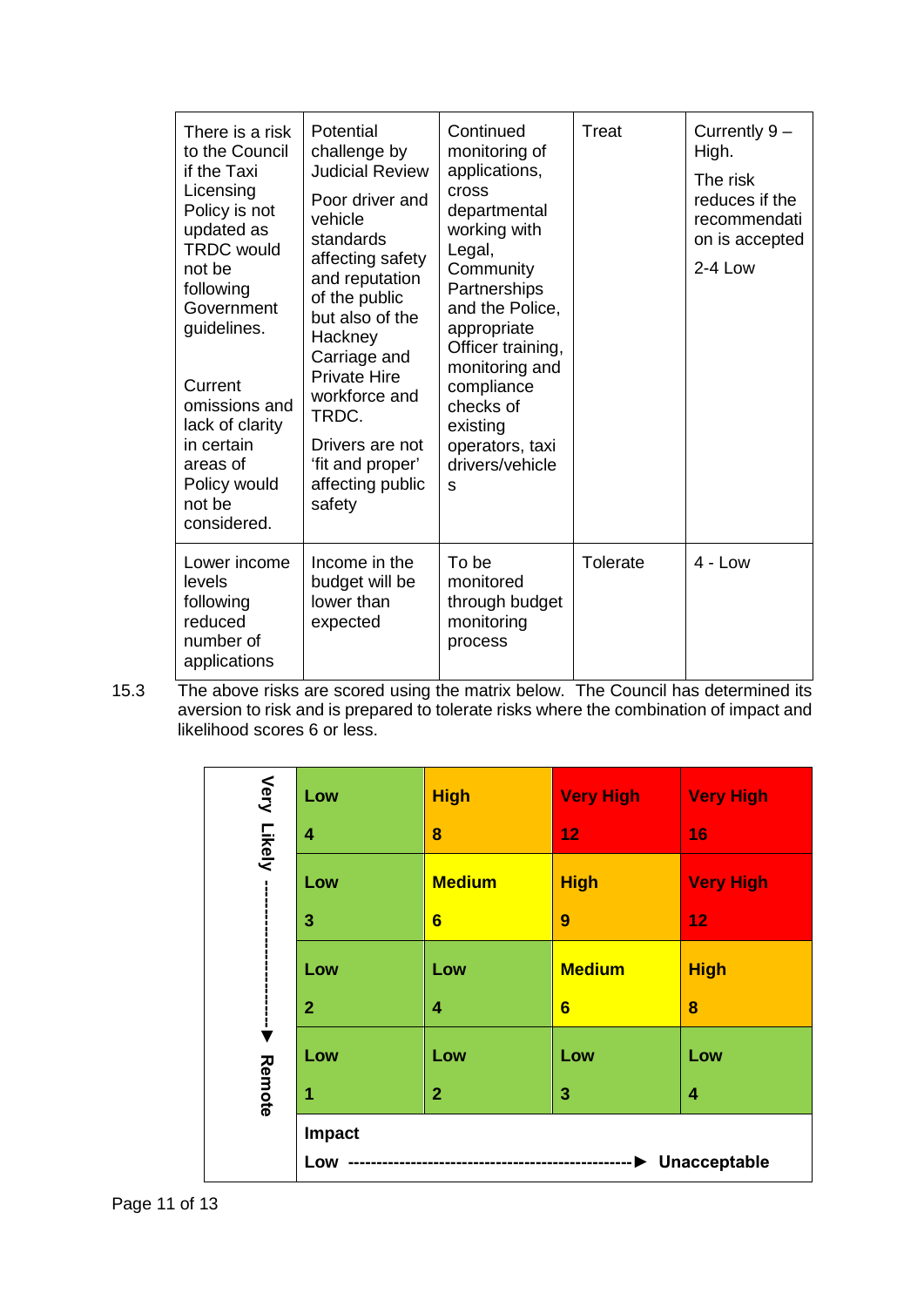| | | | | |
|---|---|---|---|---|
| There is a risk to the Council if the Taxi Licensing Policy is not updated as TRDC would not be following Government guidelines.<br><br>Current omissions and lack of clarity in certain areas of Policy would not be considered. | Potential challenge by Judicial Review<br><br>Poor driver and vehicle standards affecting safety and reputation of the public but also of the Hackney Carriage and Private Hire workforce and TRDC.<br><br>Drivers are not 'fit and proper' affecting public safety | Continued monitoring of applications, cross departmental working with Legal, Community Partnerships and the Police, appropriate Officer training, monitoring and compliance checks of existing operators, taxi drivers/vehicles | Treat | Currently 9 – High.<br><br>The risk reduces if the recommendation is accepted<br><br>2-4 Low |
| Lower income levels following reduced number of applications | Income in the budget will be lower than expected | To be monitored through budget monitoring process | Tolerate | 4 - Low |

15.3 The above risks are scored using the matrix below. The Council has determined its aversion to risk and is prepared to tolerate risks where the combination of impact and likelihood scores 6 or less.

| Likelihood (Very Likely ▼ Remote) | | | | |
|---|---|---|---|---|
| | **Low**<br>**4** | **High**<br>**8** | **Very High**<br>**12** | **Very High**<br>**16** |
| | **Low**<br>**3** | **Medium**<br>**6** | **High**<br>**9** | **Very High**<br>**12** |
| | **Low**<br>**2** | **Low**<br>**4** | **Medium**<br>**6** | **High**<br>**8** |
| | **Low**<br>**1** | **Low**<br>**2** | **Low**<br>**3** | **Low**<br>**4** |
| | **Impact**<br>**Low** ------------------------------------------------▶ **Unacceptable** | | | |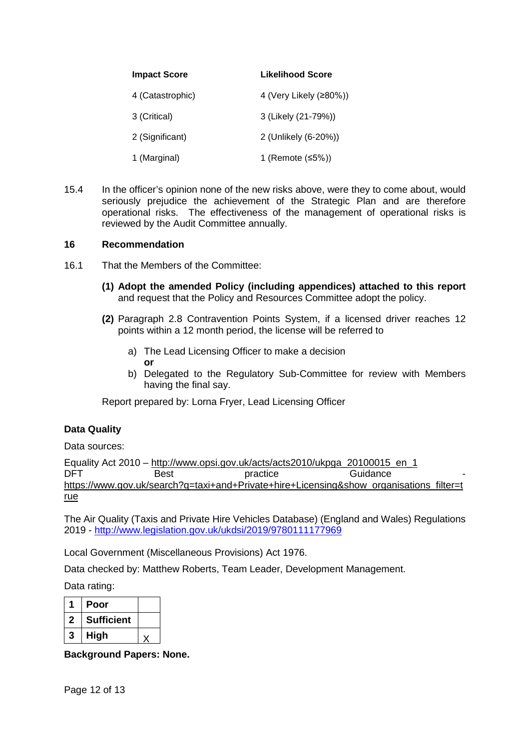| Impact Score | Likelihood Score |
|---|---|
| 4 (Catastrophic) | 4 (Very Likely (≥80%)) |
| 3 (Critical) | 3 (Likely (21-79%)) |
| 2 (Significant) | 2 (Unlikely (6-20%)) |
| 1 (Marginal) | 1 (Remote (≤5%)) |

15.4 In the officer's opinion none of the new risks above, were they to come about, would seriously prejudice the achievement of the Strategic Plan and are therefore operational risks. The effectiveness of the management of operational risks is reviewed by the Audit Committee annually.

## 16 Recommendation

16.1 That the Members of the Committee:

**(1) Adopt the amended Policy (including appendices) attached to this report** and request that the Policy and Resources Committee adopt the policy.

**(2)** Paragraph 2.8 Contravention Points System, if a licensed driver reaches 12 points within a 12 month period, the license will be referred to

a) The Lead Licensing Officer to make a decision
**or**
b) Delegated to the Regulatory Sub-Committee for review with Members having the final say.

Report prepared by: Lorna Fryer, Lead Licensing Officer

**Data Quality**

Data sources:

Equality Act 2010 – http://www.opsi.gov.uk/acts/acts2010/ukpga_20100015_en_1
DFT Best practice Guidance - https://www.gov.uk/search?q=taxi+and+Private+hire+Licensing&show_organisations_filter=true

The Air Quality (Taxis and Private Hire Vehicles Database) (England and Wales) Regulations 2019 - http://www.legislation.gov.uk/ukdsi/2019/9780111177969

Local Government (Miscellaneous Provisions) Act 1976.

Data checked by: Matthew Roberts, Team Leader, Development Management.

Data rating:

| | | |
|---|---|---|
| 1 | **Poor** | |
| 2 | **Sufficient** | |
| 3 | **High** | X |

**Background Papers: None.**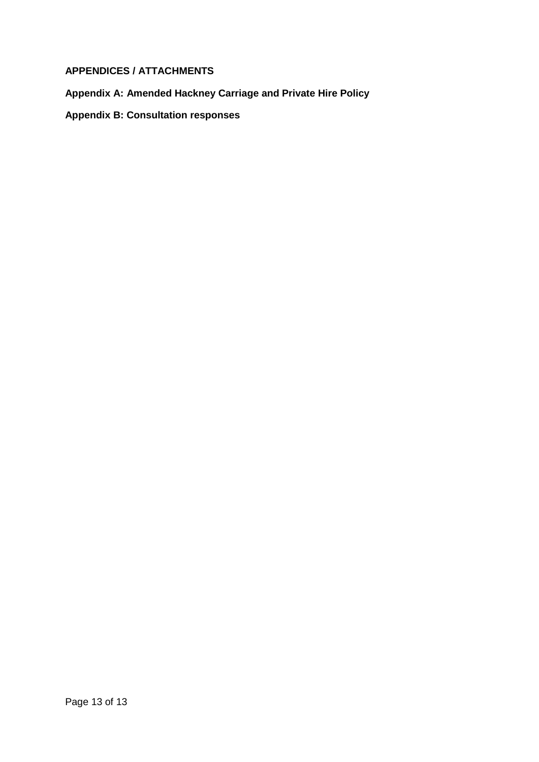**APPENDICES / ATTACHMENTS**

**Appendix A: Amended Hackney Carriage and Private Hire Policy**

**Appendix B: Consultation responses**